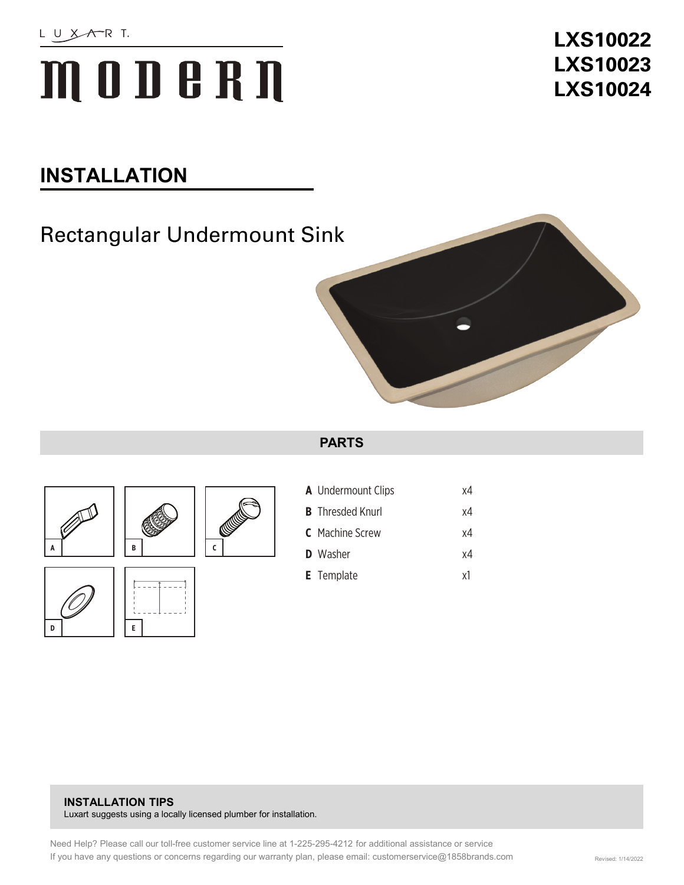LUXART.

# MODERN

**LXS10022**
**LXS10023**
**LXS10024**

## INSTALLATION

### Rectangular Undermount Sink

## PARTS

| | | |
|---|---|---|
| **A** | Undermount Clips | x4 |
| **B** | Thresded Knurl | x4 |
| **C** | Machine Screw | x4 |
| **D** | Washer | x4 |
| **E** | Template | x1 |

**INSTALLATION TIPS**
Luxart suggests using a locally licensed plumber for installation.

Need Help? Please call our toll-free customer service line at 1-225-295-4212 for additional assistance or service
If you have any questions or concerns regarding our warranty plan, please email: customerservice@1858brands.com

Revised: 1/14/2022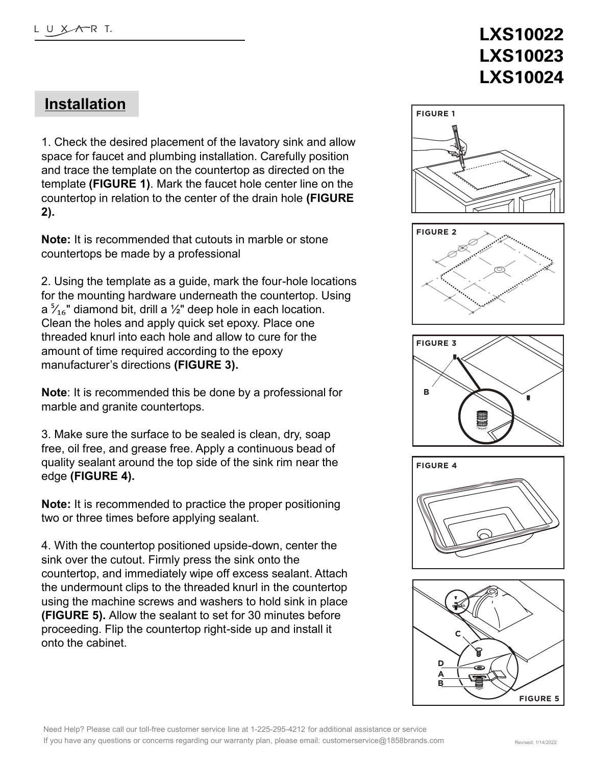# LXS10022
# LXS10023
# LXS10024

## Installation

1. Check the desired placement of the lavatory sink and allow space for faucet and plumbing installation. Carefully position and trace the template on the countertop as directed on the template **(FIGURE 1)**. Mark the faucet hole center line on the countertop in relation to the center of the drain hole **(FIGURE 2).**

**Note:** It is recommended that cutouts in marble or stone countertops be made by a professional

2. Using the template as a guide, mark the four-hole locations for the mounting hardware underneath the countertop. Using a $\frac{5}{16}$" diamond bit, drill a ½" deep hole in each location. Clean the holes and apply quick set epoxy. Place one threaded knurl into each hole and allow to cure for the amount of time required according to the epoxy manufacturer's directions **(FIGURE 3).**

**Note**: It is recommended this be done by a professional for marble and granite countertops.

3. Make sure the surface to be sealed is clean, dry, soap free, oil free, and grease free. Apply a continuous bead of quality sealant around the top side of the sink rim near the edge **(FIGURE 4).**

**Note:** It is recommended to practice the proper positioning two or three times before applying sealant.

4. With the countertop positioned upside-down, center the sink over the cutout. Firmly press the sink onto the countertop, and immediately wipe off excess sealant. Attach the undermount clips to the threaded knurl in the countertop using the machine screws and washers to hold sink in place **(FIGURE 5).** Allow the sealant to set for 30 minutes before proceeding. Flip the countertop right-side up and install it onto the cabinet.

FIGURE 1

FIGURE 2

FIGURE 3

B

FIGURE 4

C

D

A

B

FIGURE 5

Need Help? Please call our toll-free customer service line at 1-225-295-4212 for additional assistance or service

If you have any questions or concerns regarding our warranty plan, please email: customerservice@1858brands.com

Revised: 1/14/2022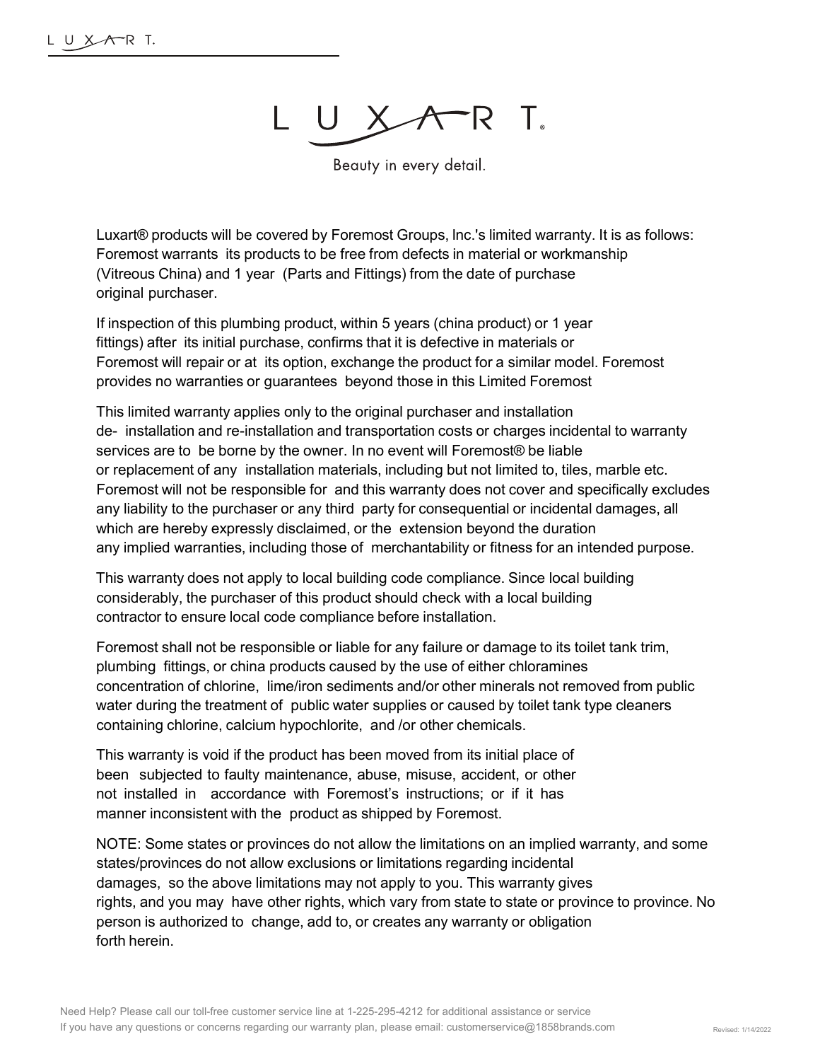L U X A R T.

Beauty in every detail.

Luxart® products will be covered by Foremost Groups, Inc.'s limited warranty. It is as follows: Foremost warrants its products to be free from defects in material or workmanship (Vitreous China) and 1 year (Parts and Fittings) from the date of purchase original purchaser.

If inspection of this plumbing product, within 5 years (china product) or 1 year fittings) after its initial purchase, confirms that it is defective in materials or Foremost will repair or at its option, exchange the product for a similar model. Foremost provides no warranties or guarantees beyond those in this Limited Foremost

This limited warranty applies only to the original purchaser and installation de- installation and re-installation and transportation costs or charges incidental to warranty services are to be borne by the owner. In no event will Foremost® be liable or replacement of any installation materials, including but not limited to, tiles, marble etc. Foremost will not be responsible for and this warranty does not cover and specifically excludes any liability to the purchaser or any third party for consequential or incidental damages, all which are hereby expressly disclaimed, or the extension beyond the duration any implied warranties, including those of merchantability or fitness for an intended purpose.

This warranty does not apply to local building code compliance. Since local building considerably, the purchaser of this product should check with a local building contractor to ensure local code compliance before installation.

Foremost shall not be responsible or liable for any failure or damage to its toilet tank trim, plumbing fittings, or china products caused by the use of either chloramines concentration of chlorine, lime/iron sediments and/or other minerals not removed from public water during the treatment of public water supplies or caused by toilet tank type cleaners containing chlorine, calcium hypochlorite, and /or other chemicals.

This warranty is void if the product has been moved from its initial place of been subjected to faulty maintenance, abuse, misuse, accident, or other not installed in accordance with Foremost's instructions; or if it has manner inconsistent with the product as shipped by Foremost.

NOTE: Some states or provinces do not allow the limitations on an implied warranty, and some states/provinces do not allow exclusions or limitations regarding incidental damages, so the above limitations may not apply to you. This warranty gives rights, and you may have other rights, which vary from state to state or province to province. No person is authorized to change, add to, or creates any warranty or obligation forth herein.

Need Help? Please call our toll-free customer service line at 1-225-295-4212 for additional assistance or service
If you have any questions or concerns regarding our warranty plan, please email: customerservice@1858brands.com

Revised: 1/14/2022